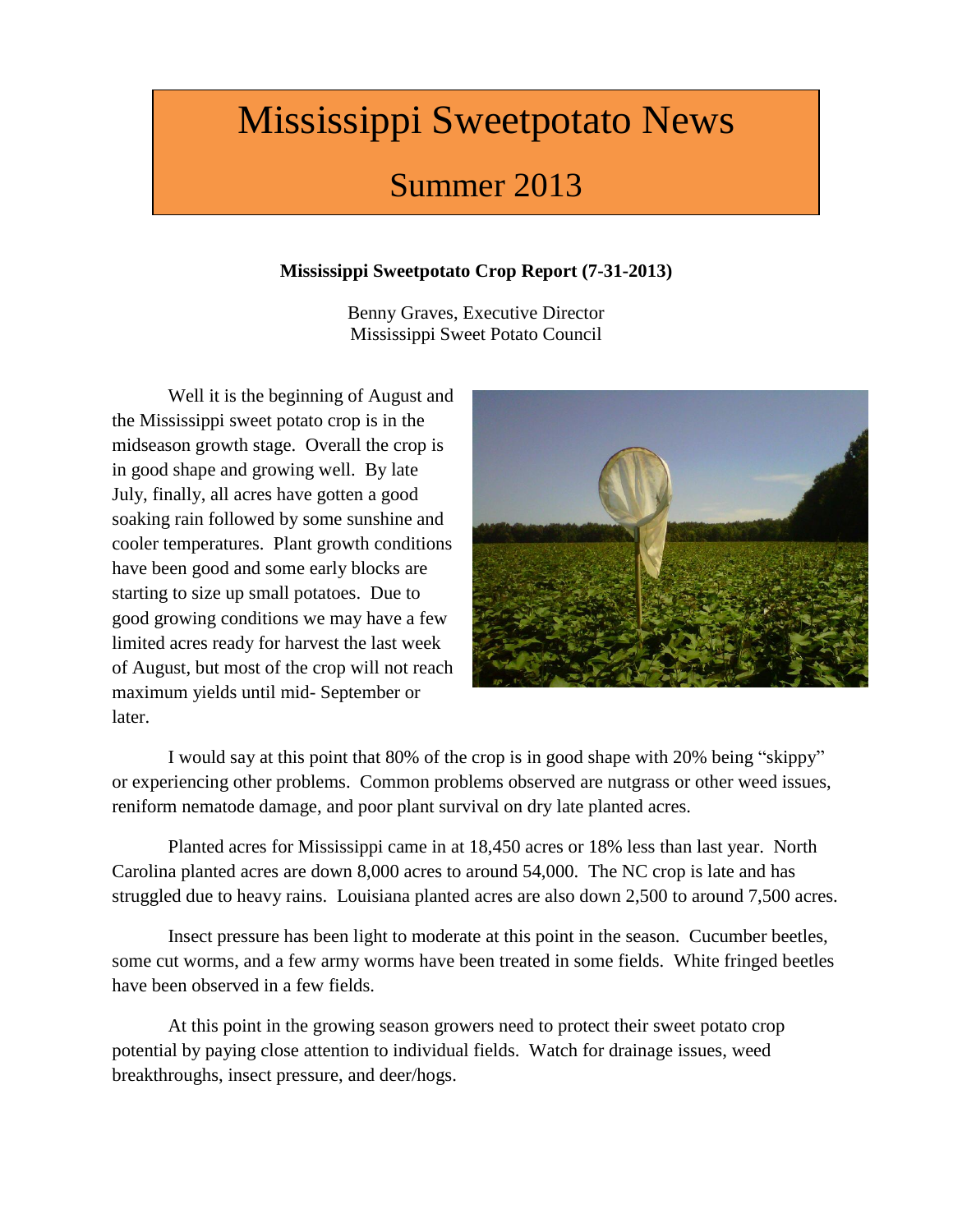# Mississippi Sweetpotato News

## Summer 2013

**Mississippi Sweetpotato Crop Report (7-31-2013)**

Benny Graves, Executive Director
Mississippi Sweet Potato Council

Well it is the beginning of August and the Mississippi sweet potato crop is in the midseason growth stage. Overall the crop is in good shape and growing well. By late July, finally, all acres have gotten a good soaking rain followed by some sunshine and cooler temperatures. Plant growth conditions have been good and some early blocks are starting to size up small potatoes. Due to good growing conditions we may have a few limited acres ready for harvest the last week of August, but most of the crop will not reach maximum yields until mid- September or later.

I would say at this point that 80% of the crop is in good shape with 20% being "skippy" or experiencing other problems. Common problems observed are nutgrass or other weed issues, reniform nematode damage, and poor plant survival on dry late planted acres.

Planted acres for Mississippi came in at 18,450 acres or 18% less than last year. North Carolina planted acres are down 8,000 acres to around 54,000. The NC crop is late and has struggled due to heavy rains. Louisiana planted acres are also down 2,500 to around 7,500 acres.

Insect pressure has been light to moderate at this point in the season. Cucumber beetles, some cut worms, and a few army worms have been treated in some fields. White fringed beetles have been observed in a few fields.

At this point in the growing season growers need to protect their sweet potato crop potential by paying close attention to individual fields. Watch for drainage issues, weed breakthroughs, insect pressure, and deer/hogs.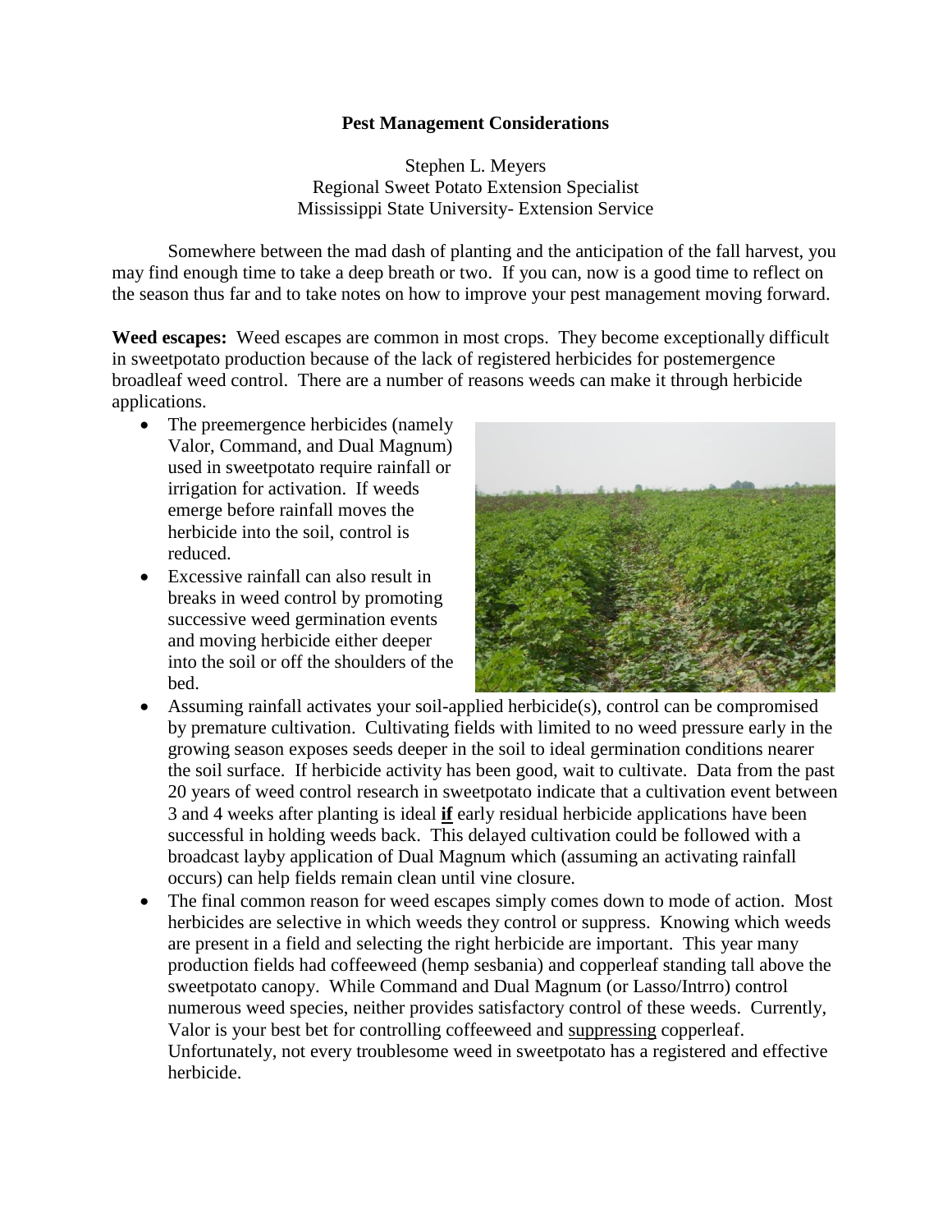**Pest Management Considerations**

Stephen L. Meyers
Regional Sweet Potato Extension Specialist
Mississippi State University- Extension Service

Somewhere between the mad dash of planting and the anticipation of the fall harvest, you may find enough time to take a deep breath or two. If you can, now is a good time to reflect on the season thus far and to take notes on how to improve your pest management moving forward.

**Weed escapes:** Weed escapes are common in most crops. They become exceptionally difficult in sweetpotato production because of the lack of registered herbicides for postemergence broadleaf weed control. There are a number of reasons weeds can make it through herbicide applications.

- The preemergence herbicides (namely Valor, Command, and Dual Magnum) used in sweetpotato require rainfall or irrigation for activation. If weeds emerge before rainfall moves the herbicide into the soil, control is reduced.
- Excessive rainfall can also result in breaks in weed control by promoting successive weed germination events and moving herbicide either deeper into the soil or off the shoulders of the bed.
- Assuming rainfall activates your soil-applied herbicide(s), control can be compromised by premature cultivation. Cultivating fields with limited to no weed pressure early in the growing season exposes seeds deeper in the soil to ideal germination conditions nearer the soil surface. If herbicide activity has been good, wait to cultivate. Data from the past 20 years of weed control research in sweetpotato indicate that a cultivation event between 3 and 4 weeks after planting is ideal **if** early residual herbicide applications have been successful in holding weeds back. This delayed cultivation could be followed with a broadcast layby application of Dual Magnum which (assuming an activating rainfall occurs) can help fields remain clean until vine closure.
- The final common reason for weed escapes simply comes down to mode of action. Most herbicides are selective in which weeds they control or suppress. Knowing which weeds are present in a field and selecting the right herbicide are important. This year many production fields had coffeeweed (hemp sesbania) and copperleaf standing tall above the sweetpotato canopy. While Command and Dual Magnum (or Lasso/Intrro) control numerous weed species, neither provides satisfactory control of these weeds. Currently, Valor is your best bet for controlling coffeeweed and suppressing copperleaf. Unfortunately, not every troublesome weed in sweetpotato has a registered and effective herbicide.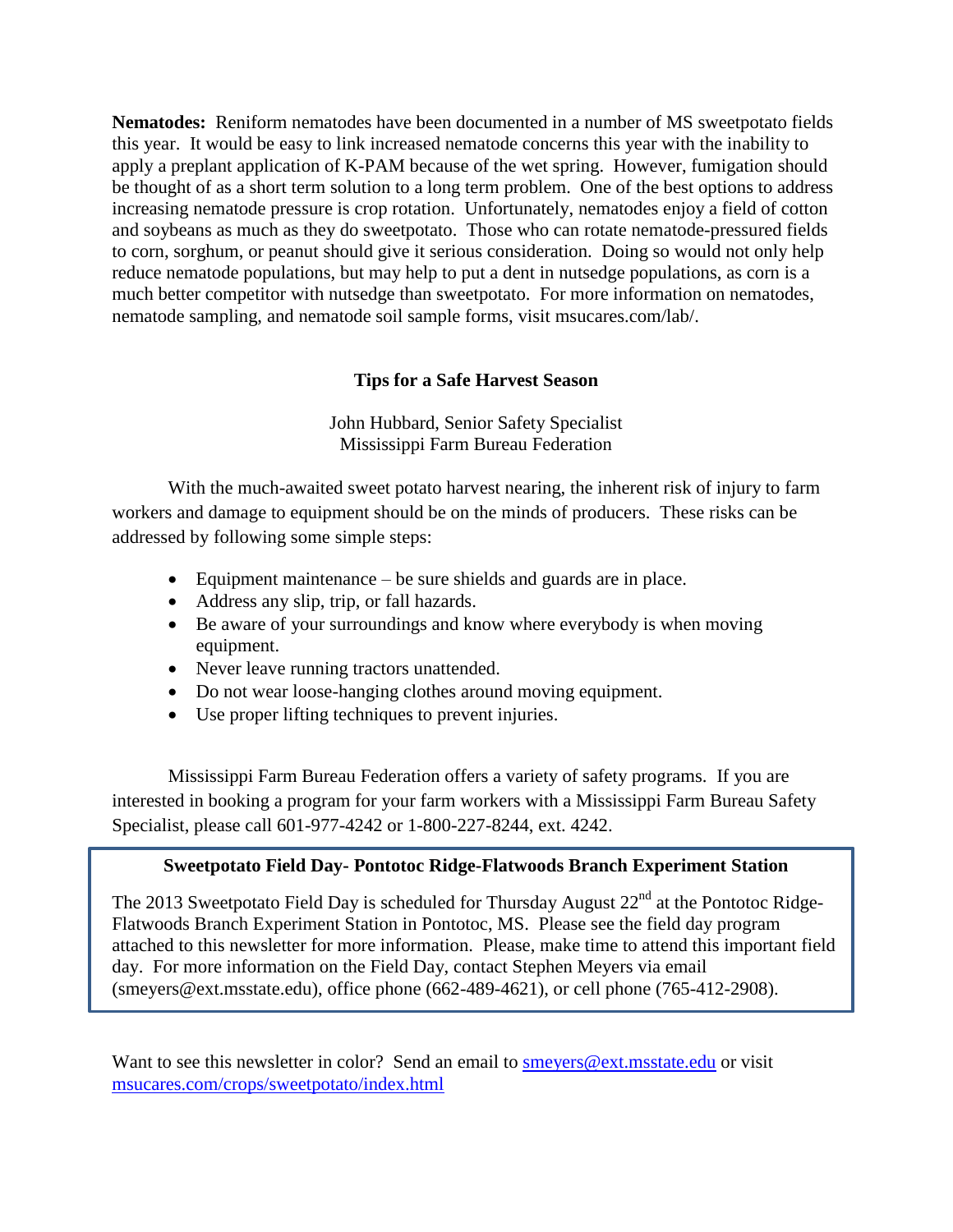**Nematodes:** Reniform nematodes have been documented in a number of MS sweetpotato fields this year. It would be easy to link increased nematode concerns this year with the inability to apply a preplant application of K-PAM because of the wet spring. However, fumigation should be thought of as a short term solution to a long term problem. One of the best options to address increasing nematode pressure is crop rotation. Unfortunately, nematodes enjoy a field of cotton and soybeans as much as they do sweetpotato. Those who can rotate nematode-pressured fields to corn, sorghum, or peanut should give it serious consideration. Doing so would not only help reduce nematode populations, but may help to put a dent in nutsedge populations, as corn is a much better competitor with nutsedge than sweetpotato. For more information on nematodes, nematode sampling, and nematode soil sample forms, visit msucares.com/lab/.

## Tips for a Safe Harvest Season

John Hubbard, Senior Safety Specialist
Mississippi Farm Bureau Federation

With the much-awaited sweet potato harvest nearing, the inherent risk of injury to farm workers and damage to equipment should be on the minds of producers. These risks can be addressed by following some simple steps:

- Equipment maintenance – be sure shields and guards are in place.
- Address any slip, trip, or fall hazards.
- Be aware of your surroundings and know where everybody is when moving equipment.
- Never leave running tractors unattended.
- Do not wear loose-hanging clothes around moving equipment.
- Use proper lifting techniques to prevent injuries.

Mississippi Farm Bureau Federation offers a variety of safety programs. If you are interested in booking a program for your farm workers with a Mississippi Farm Bureau Safety Specialist, please call 601-977-4242 or 1-800-227-8244, ext. 4242.

### Sweetpotato Field Day- Pontotoc Ridge-Flatwoods Branch Experiment Station

The 2013 Sweetpotato Field Day is scheduled for Thursday August 22nd at the Pontotoc Ridge-Flatwoods Branch Experiment Station in Pontotoc, MS. Please see the field day program attached to this newsletter for more information. Please, make time to attend this important field day. For more information on the Field Day, contact Stephen Meyers via email (smeyers@ext.msstate.edu), office phone (662-489-4621), or cell phone (765-412-2908).

Want to see this newsletter in color? Send an email to smeyers@ext.msstate.edu or visit msucares.com/crops/sweetpotato/index.html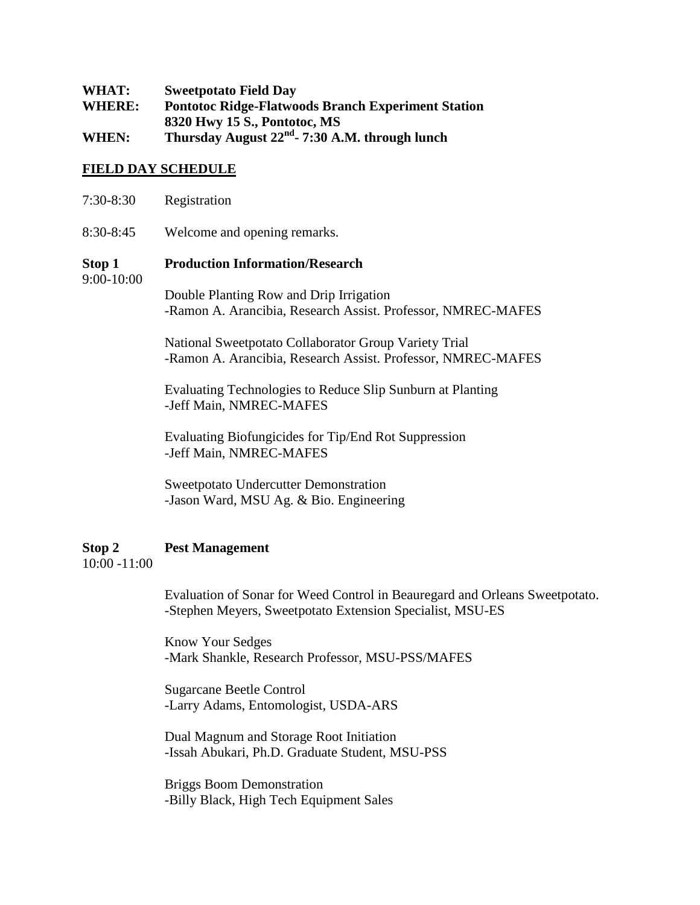**WHAT:** **Sweetpotato Field Day**
**WHERE:** **Pontotoc Ridge-Flatwoods Branch Experiment Station**
**8320 Hwy 15 S., Pontotoc, MS**
**WHEN:** **Thursday August 22nd- 7:30 A.M. through lunch**

## FIELD DAY SCHEDULE

7:30-8:30 Registration

8:30-8:45 Welcome and opening remarks.

**Stop 1** **Production Information/Research**
9:00-10:00

Double Planting Row and Drip Irrigation
-Ramon A. Arancibia, Research Assist. Professor, NMREC-MAFES

National Sweetpotato Collaborator Group Variety Trial
-Ramon A. Arancibia, Research Assist. Professor, NMREC-MAFES

Evaluating Technologies to Reduce Slip Sunburn at Planting
-Jeff Main, NMREC-MAFES

Evaluating Biofungicides for Tip/End Rot Suppression
-Jeff Main, NMREC-MAFES

Sweetpotato Undercutter Demonstration
-Jason Ward, MSU Ag. & Bio. Engineering

**Stop 2** **Pest Management**
10:00 -11:00

Evaluation of Sonar for Weed Control in Beauregard and Orleans Sweetpotato.
-Stephen Meyers, Sweetpotato Extension Specialist, MSU-ES

Know Your Sedges
-Mark Shankle, Research Professor, MSU-PSS/MAFES

Sugarcane Beetle Control
-Larry Adams, Entomologist, USDA-ARS

Dual Magnum and Storage Root Initiation
-Issah Abukari, Ph.D. Graduate Student, MSU-PSS

Briggs Boom Demonstration
-Billy Black, High Tech Equipment Sales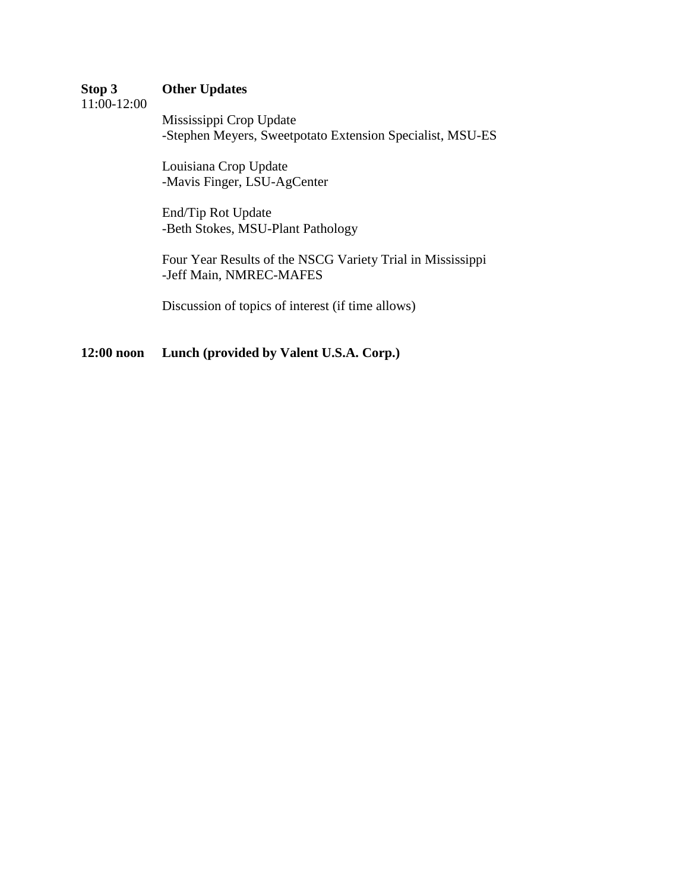**Stop 3** **Other Updates**
11:00-12:00

Mississippi Crop Update
-Stephen Meyers, Sweetpotato Extension Specialist, MSU-ES

Louisiana Crop Update
-Mavis Finger, LSU-AgCenter

End/Tip Rot Update
-Beth Stokes, MSU-Plant Pathology

Four Year Results of the NSCG Variety Trial in Mississippi
-Jeff Main, NMREC-MAFES

Discussion of topics of interest (if time allows)

**12:00 noon** **Lunch (provided by Valent U.S.A. Corp.)**